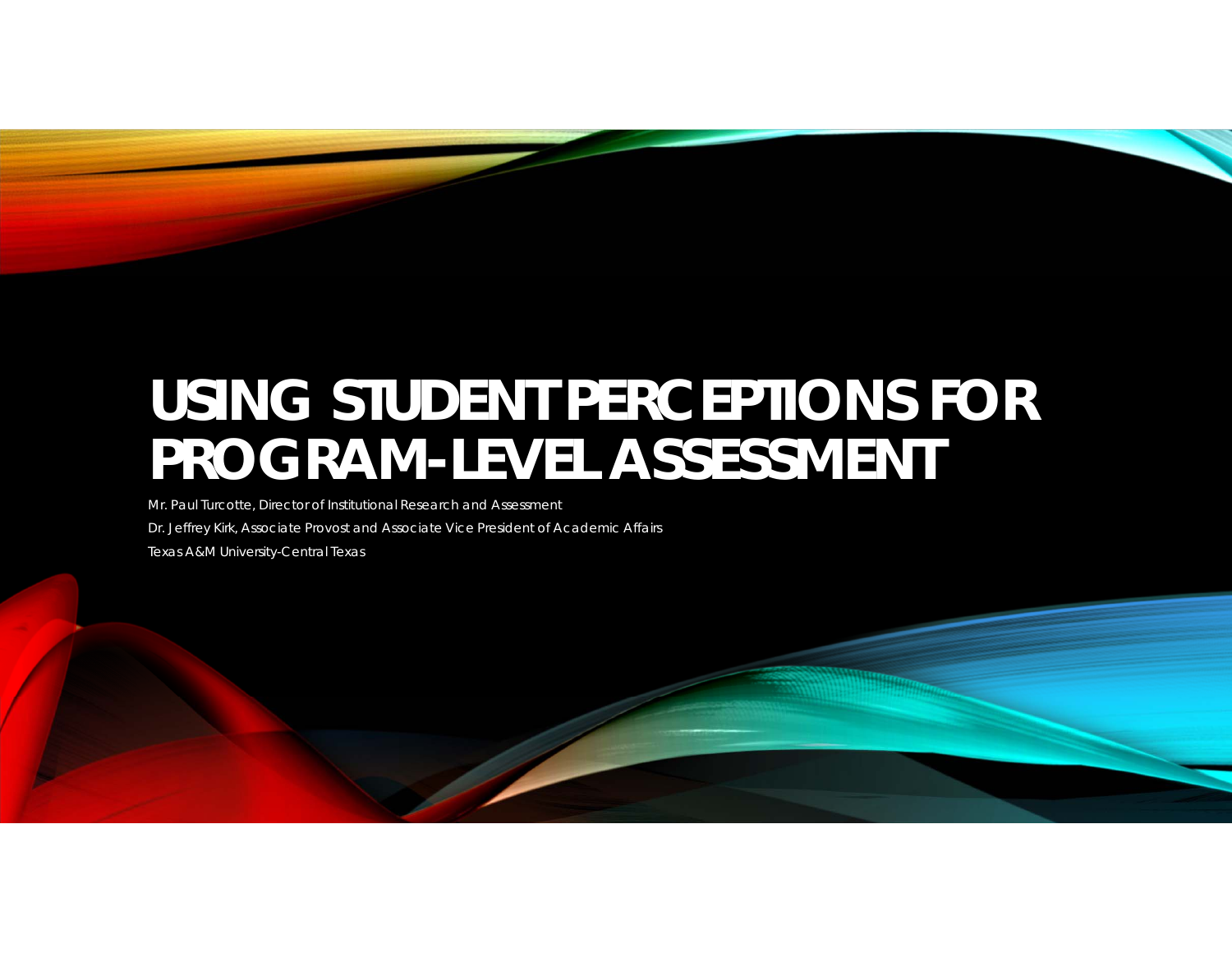# USING STUDENT PERCEPTIONS FOR PROGRAM-LEVEL ASSESSMENT

Mr. Paul Turcotte, Director of Institutional Research and Assessment

Dr. Jeffrey Kirk, Associate Provost and Associate Vice President of Academic Affairs

Texas A&M University-Central Texas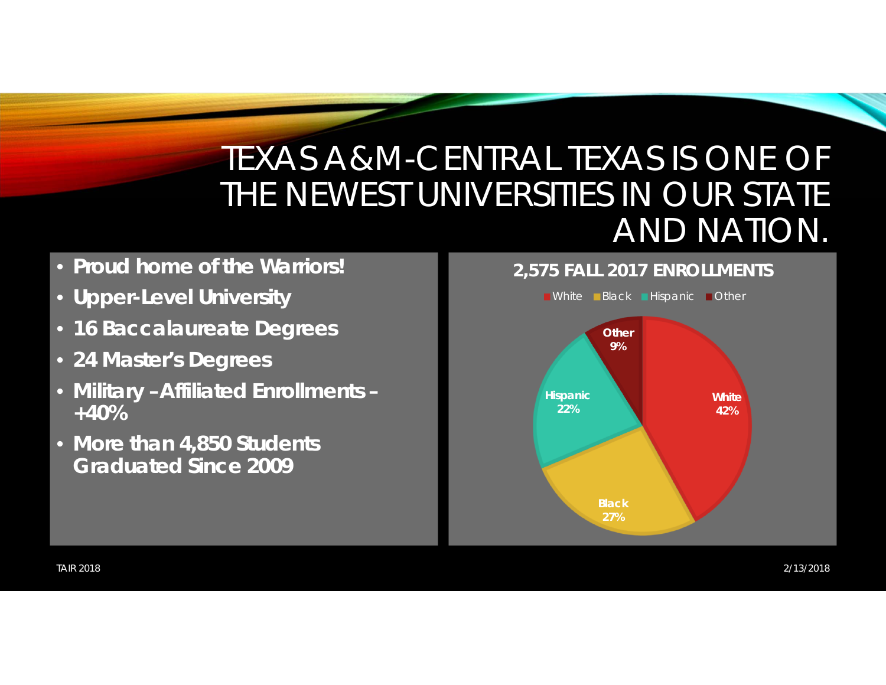# TEXAS A&M-CENTRAL TEXAS IS ONE OF THE NEWEST UNIVERSITIES IN OUR STATE AND NATION.

- **Proud home of the Warriors!**
- **Upper-Level University**
- **16 Baccalaureate Degrees**
- **24 Master's Degrees**
- **Military –Affiliated Enrollments – +40%**
- **More than 4,850 Students Graduated Since 2009**

**2,575 FALL 2017 ENROLLMENTS**

| Group | Percentage |
| --- | --- |
| White | 42% |
| Black | 27% |
| Hispanic | 22% |
| Other | 9% |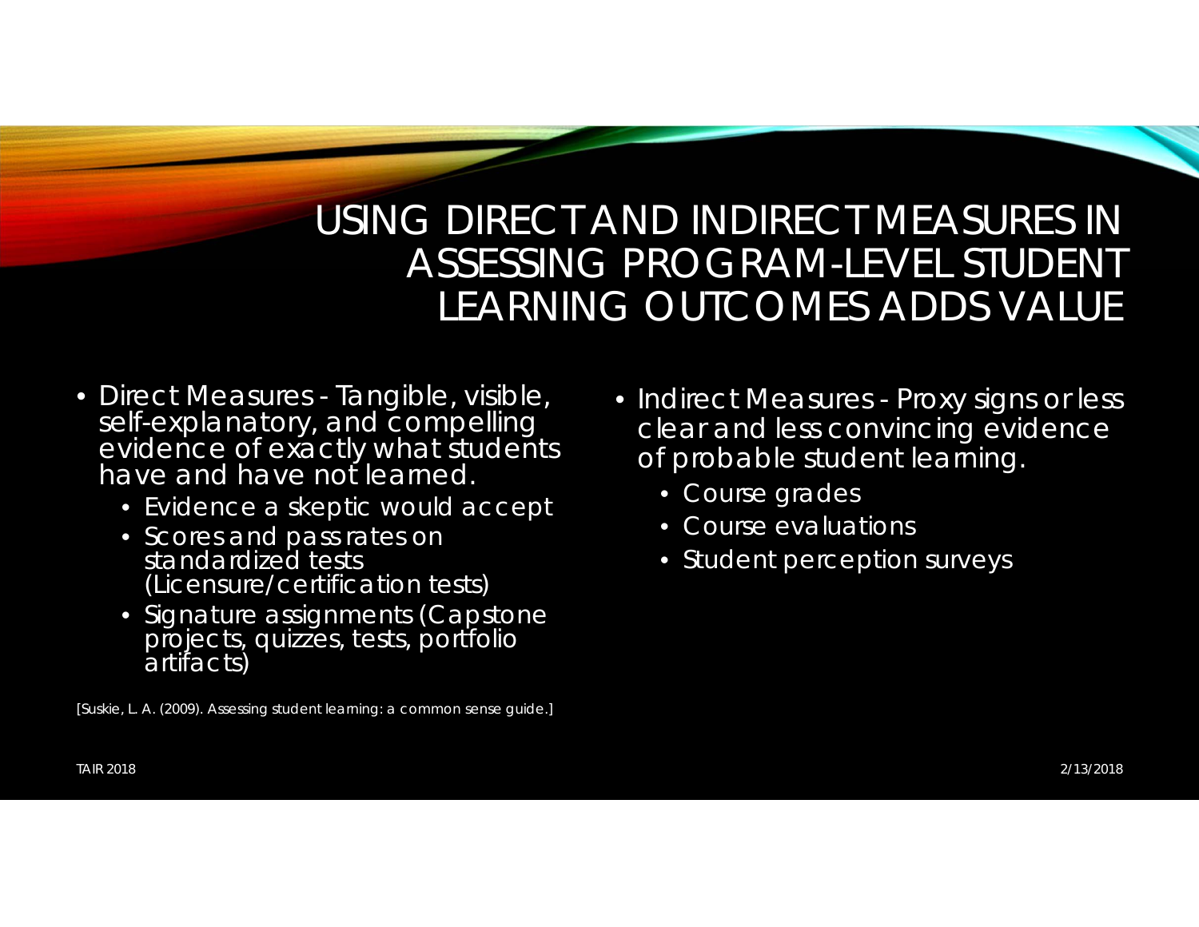# USING DIRECT AND INDIRECT MEASURES IN ASSESSING PROGRAM-LEVEL STUDENT LEARNING OUTCOMES ADDS VALUE

- Direct Measures - Tangible, visible, self-explanatory, and compelling evidence of exactly what students have and have not learned.
  - Evidence a skeptic would accept
  - Scores and pass rates on standardized tests (Licensure/certification tests)
  - Signature assignments (Capstone projects, quizzes, tests, portfolio artifacts)

- Indirect Measures - Proxy signs or less clear and less convincing evidence of probable student learning.
  - Course grades
  - Course evaluations
  - Student perception surveys

[Suskie, L. A. (2009). Assessing student learning: a common sense guide.]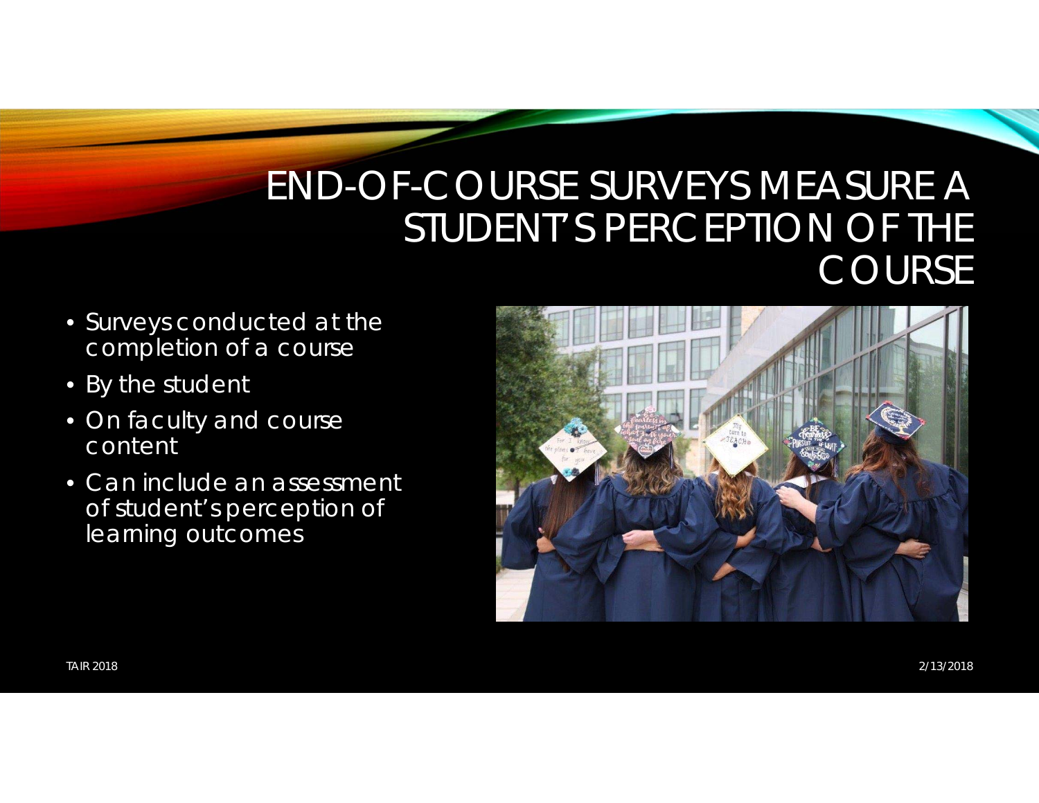# END-OF-COURSE SURVEYS MEASURE A STUDENT'S PERCEPTION OF THE COURSE

- Surveys conducted at the completion of a course
- By the student
- On faculty and course content
- Can include an assessment of student's perception of learning outcomes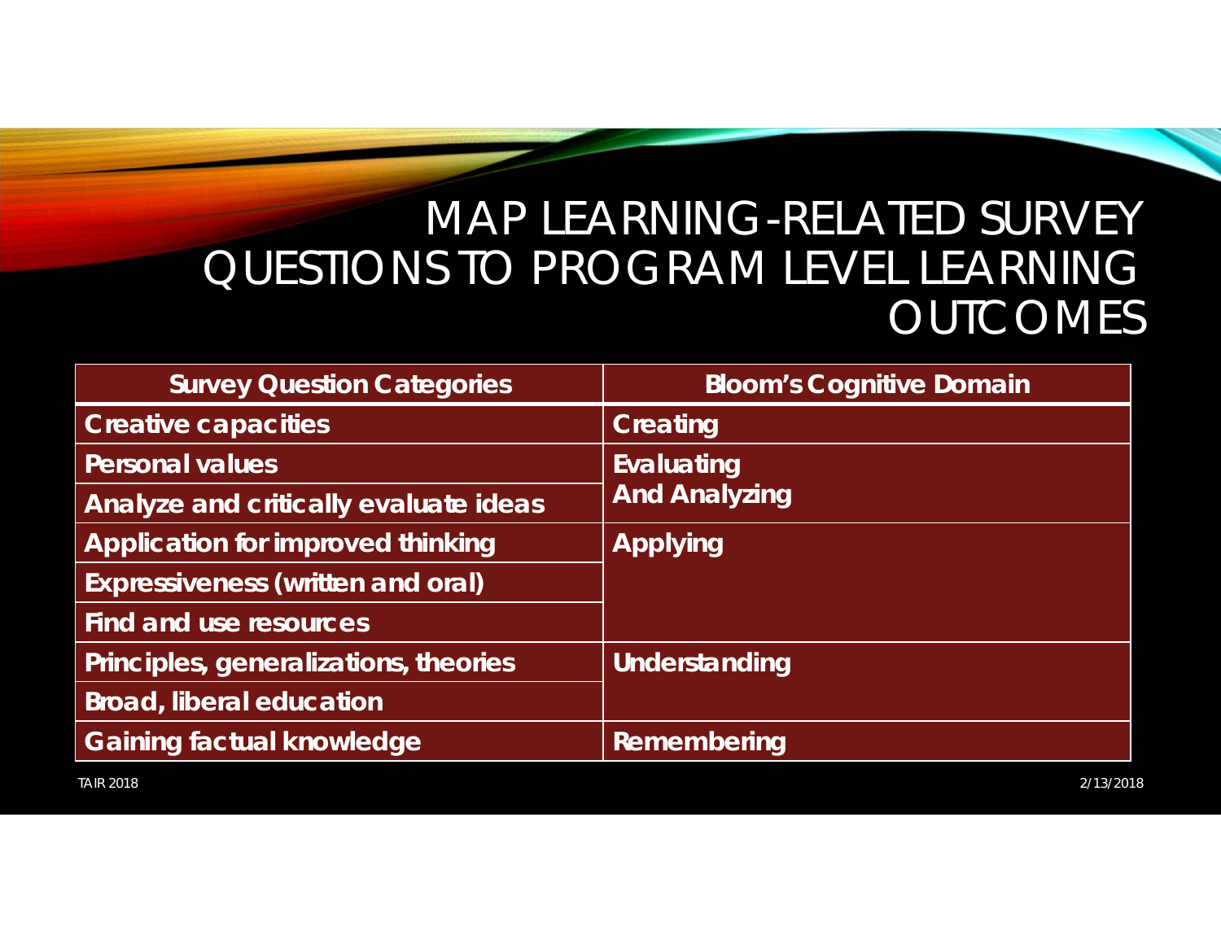# MAP LEARNING-RELATED SURVEY QUESTIONS TO PROGRAM LEVEL LEARNING OUTCOMES

| Survey Question Categories | Bloom's Cognitive Domain |
|---|---|
| Creative capacities | Creating |
| Personal values | Evaluating And Analyzing |
| Analyze and critically evaluate ideas | |
| Application for improved thinking | Applying |
| Expressiveness (written and oral) | |
| Find and use resources | |
| Principles, generalizations, theories | Understanding |
| Broad, liberal education | |
| Gaining factual knowledge | Remembering |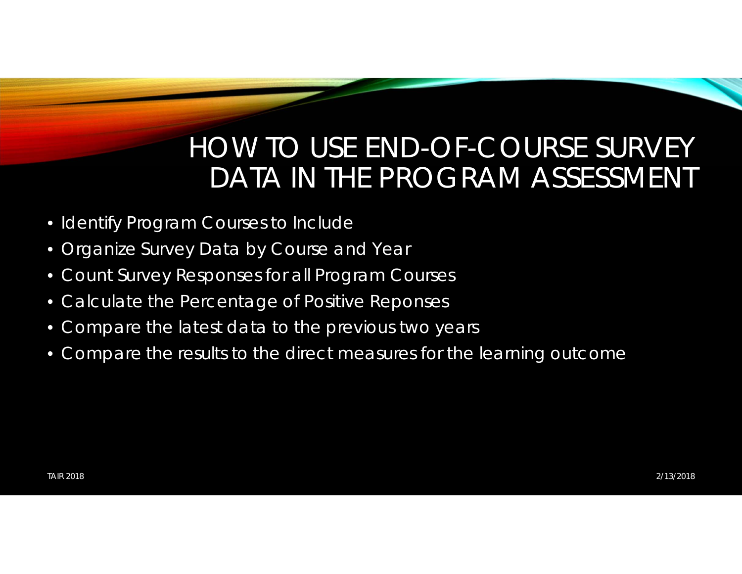# HOW TO USE END-OF-COURSE SURVEY DATA IN THE PROGRAM ASSESSMENT

- Identify Program Courses to Include
- Organize Survey Data by Course and Year
- Count Survey Responses for all Program Courses
- Calculate the Percentage of Positive Reponses
- Compare the latest data to the previous two years
- Compare the results to the direct measures for the learning outcome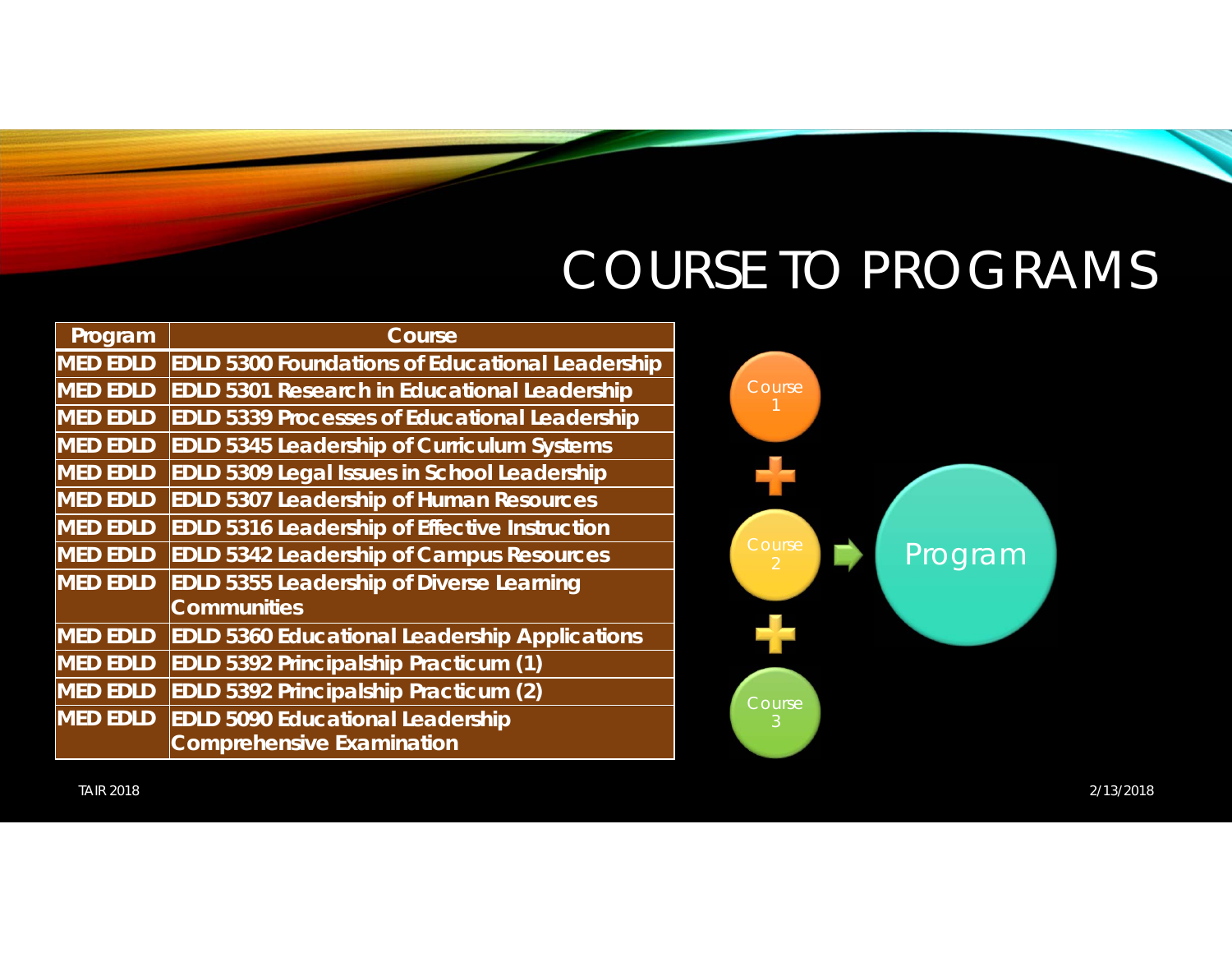# COURSE TO PROGRAMS

| Program | Course |
| --- | --- |
| MED EDLD | EDLD 5300 Foundations of Educational Leadership |
| MED EDLD | EDLD 5301 Research in Educational Leadership |
| MED EDLD | EDLD 5339 Processes of Educational Leadership |
| MED EDLD | EDLD 5345 Leadership of Curriculum Systems |
| MED EDLD | EDLD 5309 Legal Issues in School Leadership |
| MED EDLD | EDLD 5307 Leadership of Human Resources |
| MED EDLD | EDLD 5316 Leadership of Effective Instruction |
| MED EDLD | EDLD 5342 Leadership of Campus Resources |
| MED EDLD | EDLD 5355 Leadership of Diverse Learning Communities |
| MED EDLD | EDLD 5360 Educational Leadership Applications |
| MED EDLD | EDLD 5392 Principalship Practicum (1) |
| MED EDLD | EDLD 5392 Principalship Practicum (2) |
| MED EDLD | EDLD 5090 Educational Leadership Comprehensive Examination |

Course 1 + Course 2 + Course 3 → Program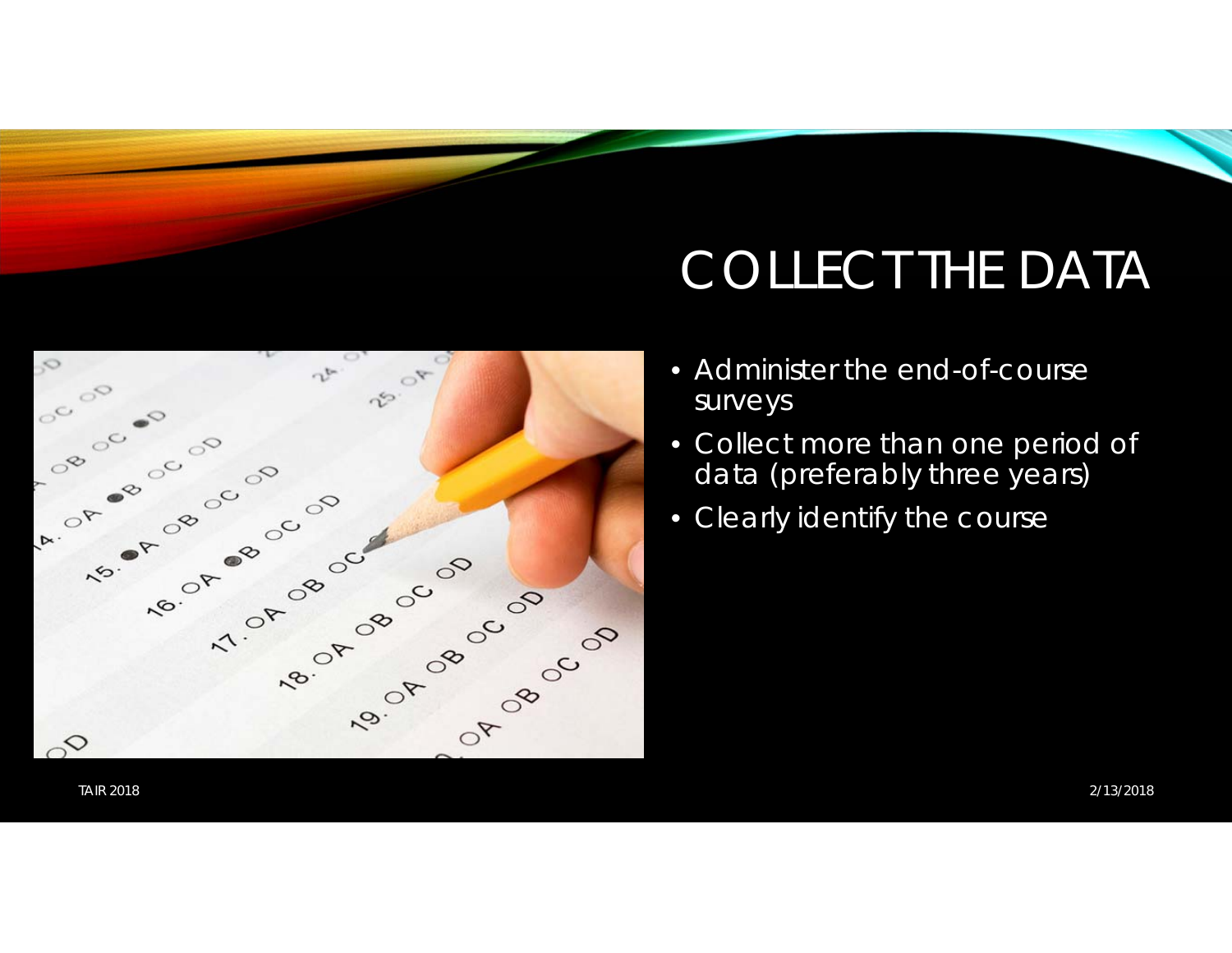# COLLECT THE DATA

- Administer the end-of-course surveys
- Collect more than one period of data (preferably three years)
- Clearly identify the course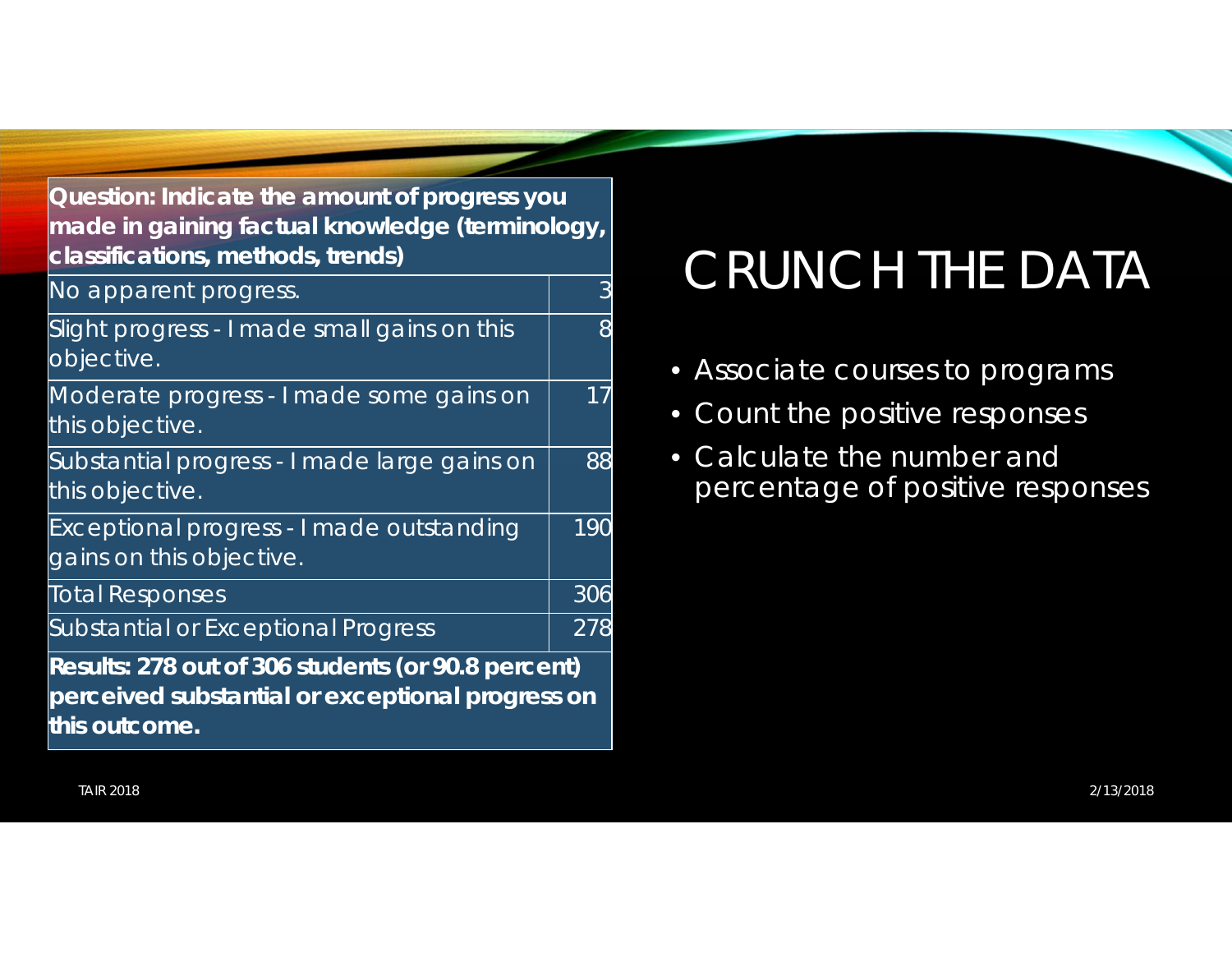# CRUNCH THE DATA

- Associate courses to programs
- Count the positive responses
- Calculate the number and percentage of positive responses

| **Question: Indicate the amount of progress you made in gaining factual knowledge (terminology, classifications, methods, trends)** | |
|---|---|
| No apparent progress. | 3 |
| Slight progress - I made small gains on this objective. | 8 |
| Moderate progress - I made some gains on this objective. | 17 |
| Substantial progress - I made large gains on this objective. | 88 |
| Exceptional progress - I made outstanding gains on this objective. | 190 |
| Total Responses | 306 |
| Substantial or Exceptional Progress | 278 |
| **Results: 278 out of 306 students (or 90.8 percent) perceived substantial or exceptional progress on this outcome.** | |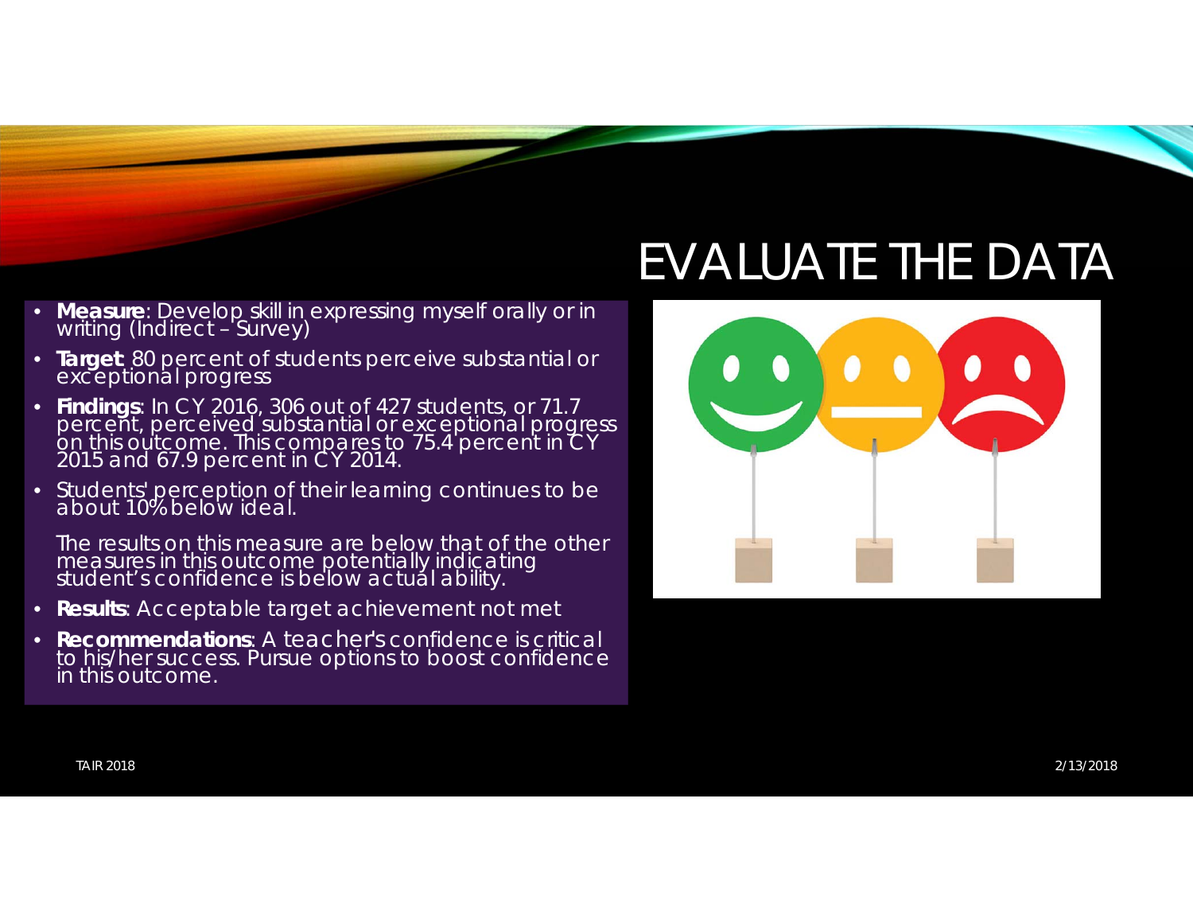# EVALUATE THE DATA

- **Measure**: Develop skill in expressing myself orally or in writing (Indirect – Survey)
- **Target**: 80 percent of students perceive substantial or exceptional progress
- **Findings**: In CY 2016, 306 out of 427 students, or 71.7 percent, perceived substantial or exceptional progress on this outcome. This compares to 75.4 percent in CY 2015 and 67.9 percent in CY 2014.
- Students' perception of their learning continues to be about 10% below ideal.

  The results on this measure are below that of the other measures in this outcome potentially indicating student's confidence is below actual ability.
- **Results**: Acceptable target achievement not met
- **Recommendations**: A teacher's confidence is critical to his/her success. Pursue options to boost confidence in this outcome.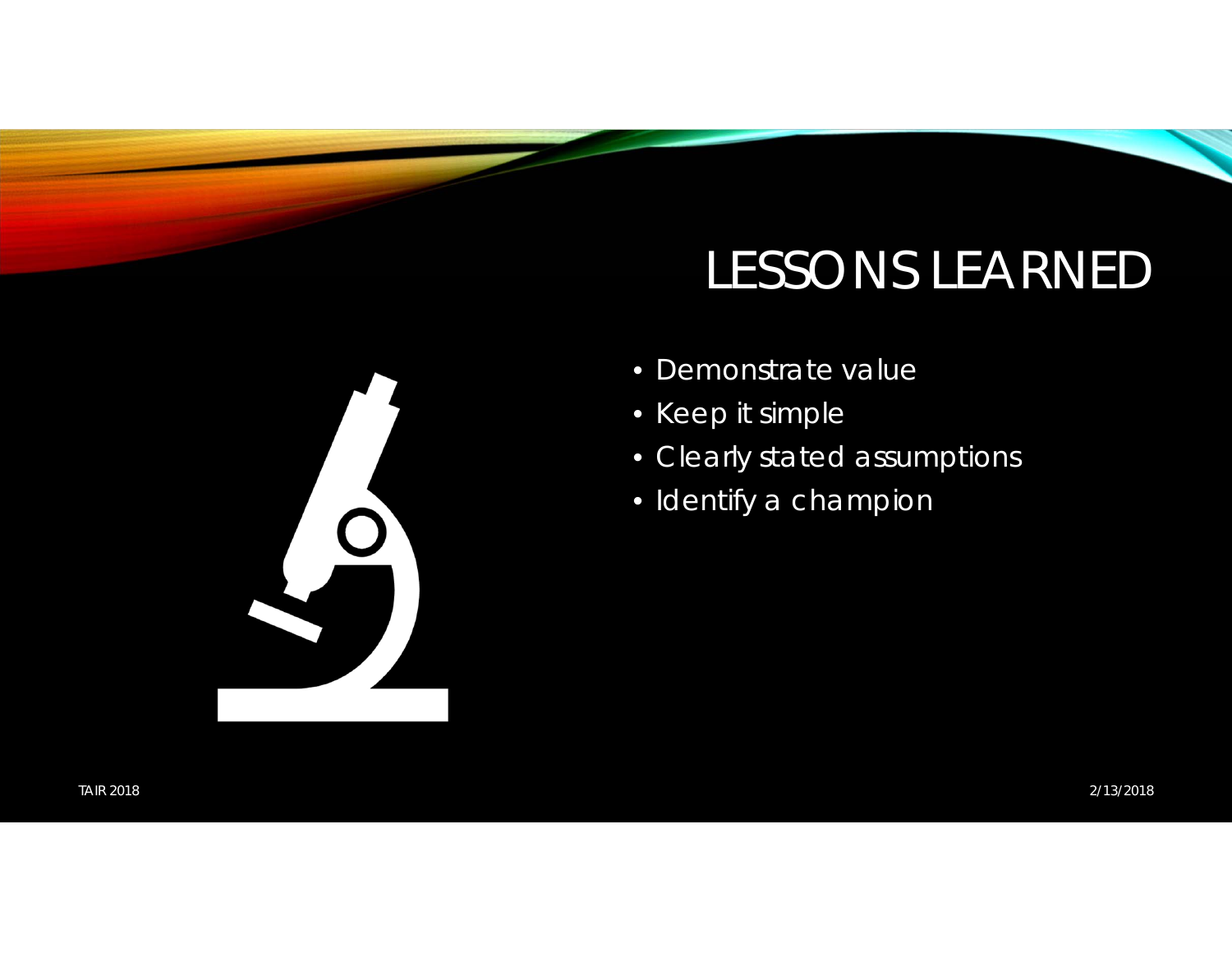# LESSONS LEARNED

- Demonstrate value
- Keep it simple
- Clearly stated assumptions
- Identify a champion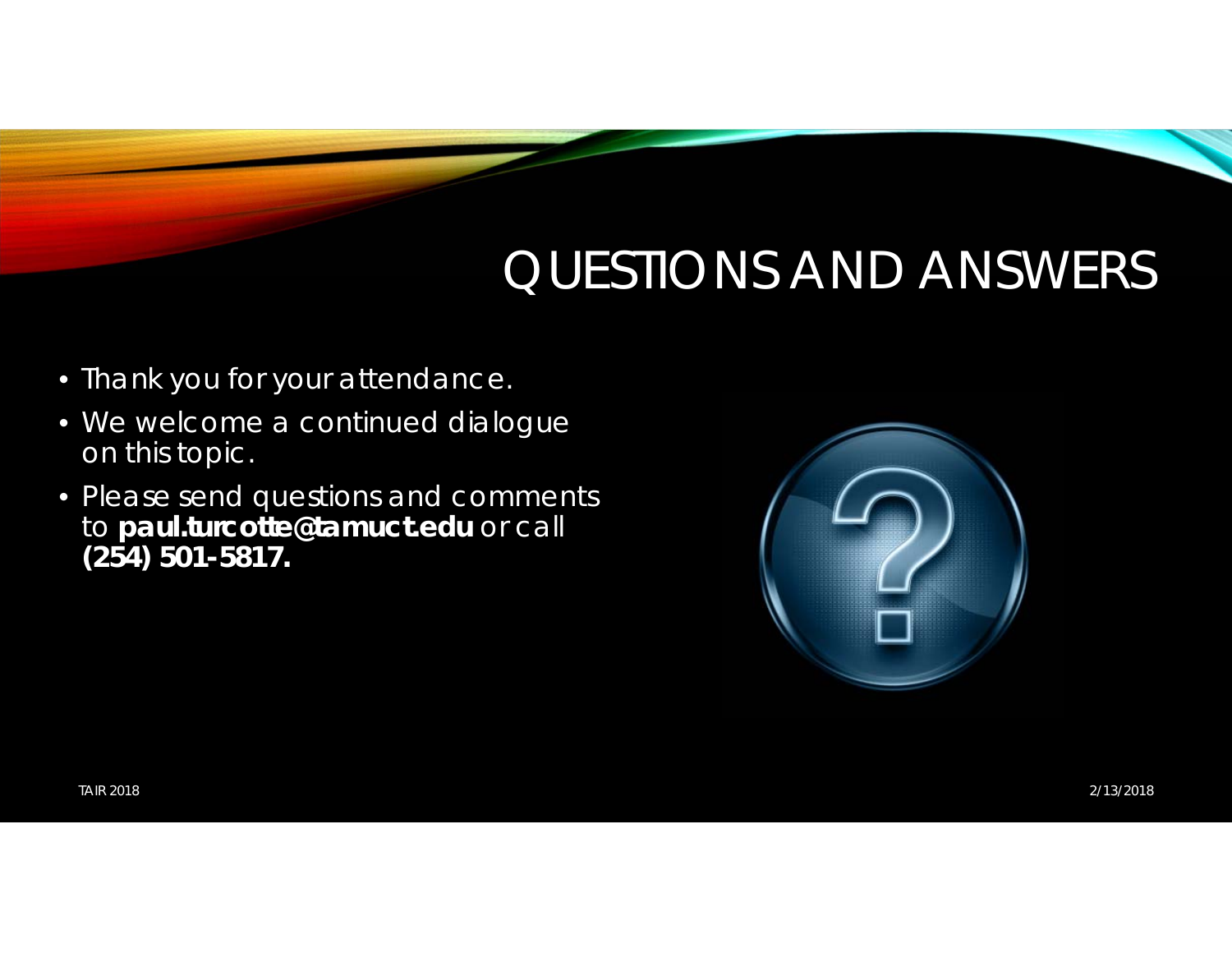# QUESTIONS AND ANSWERS

- Thank you for your attendance.
- We welcome a continued dialogue on this topic.
- Please send questions and comments to **paul.turcotte@tamuct.edu** or call **(254) 501-5817.**